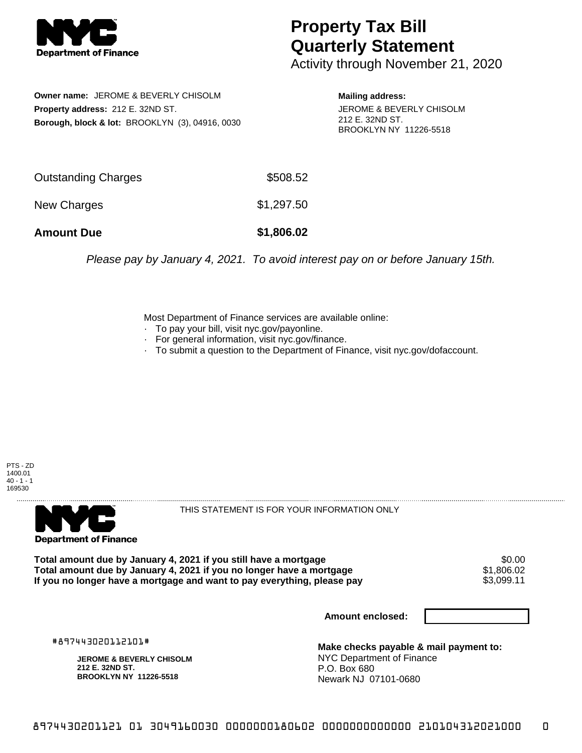**Department of Finance**

# Property Tax Bill Quarterly Statement

Activity through November 21, 2020

**Owner name:** JEROME & BEVERLY CHISOLM
**Property address:** 212 E. 32ND ST.
**Borough, block & lot:** BROOKLYN (3), 04916, 0030

**Mailing address:**
JEROME & BEVERLY CHISOLM
212 E. 32ND ST.
BROOKLYN NY 11226-5518

| | |
|---|---|
| Outstanding Charges | $508.52 |
| New Charges | $1,297.50 |
| **Amount Due** | **$1,806.02** |

*Please pay by January 4, 2021. To avoid interest pay on or before January 15th.*

Most Department of Finance services are available online:
- To pay your bill, visit nyc.gov/payonline.
- For general information, visit nyc.gov/finance.
- To submit a question to the Department of Finance, visit nyc.gov/dofaccount.

PTS - ZD
1400.01
40 - 1 - 1
169530

**Department of Finance**

THIS STATEMENT IS FOR YOUR INFORMATION ONLY

| | |
|---|---|
| **Total amount due by January 4, 2021 if you still have a mortgage** | $0.00 |
| **Total amount due by January 4, 2021 if you no longer have a mortgage** | $1,806.02 |
| **If you no longer have a mortgage and want to pay everything, please pay** | $3,099.11 |

**Amount enclosed:**

#897443020112101#

**JEROME & BEVERLY CHISOLM**
**212 E. 32ND ST.**
**BROOKLYN NY 11226-5518**

**Make checks payable & mail payment to:**
NYC Department of Finance
P.O. Box 680
Newark NJ 07101-0680

8974430201121 01 3049160030 0000000180602 0000000000000 210104312021000 0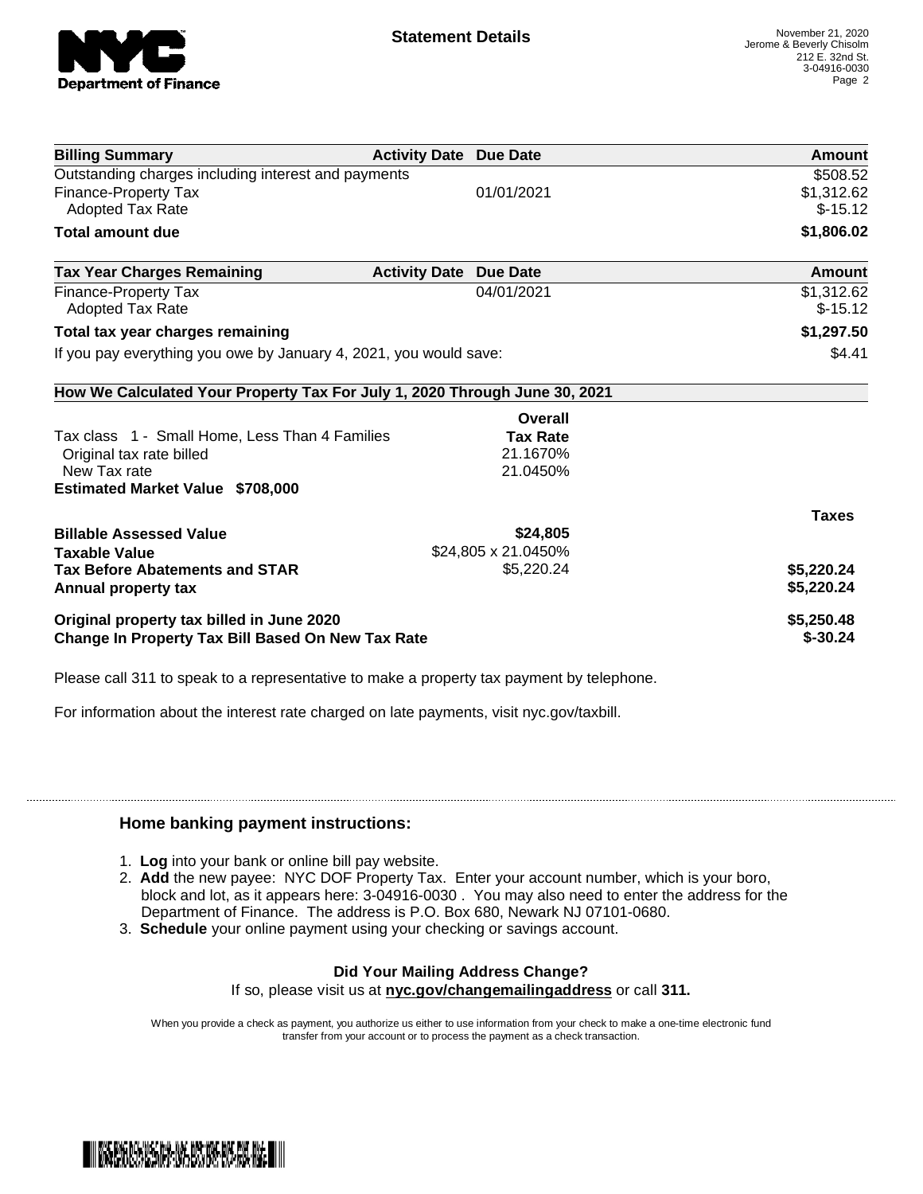**Statement Details**

November 21, 2020
Jerome & Beverly Chisolm
212 E. 32nd St.
3-04916-0030

| Billing Summary | Activity Date | Due Date | Amount |
|---|---|---|---|
| Outstanding charges including interest and payments | | | $508.52 |
| Finance-Property Tax | | 01/01/2021 | $1,312.62 |
| Adopted Tax Rate | | | $-15.12 |
| **Total amount due** | | | **$1,806.02** |

| Tax Year Charges Remaining | Activity Date | Due Date | Amount |
|---|---|---|---|
| Finance-Property Tax | | 04/01/2021 | $1,312.62 |
| Adopted Tax Rate | | | $-15.12 |
| **Total tax year charges remaining** | | | **$1,297.50** |
| If you pay everything you owe by January 4, 2021, you would save: | | | $4.41 |

**How We Calculated Your Property Tax For July 1, 2020 Through June 30, 2021**

| | Overall Tax Rate | |
|---|---|---|
| Tax class 1 - Small Home, Less Than 4 Families | | |
| Original tax rate billed | 21.1670% | |
| New Tax rate | 21.0450% | |
| **Estimated Market Value $708,000** | | |
| | | **Taxes** |
| **Billable Assessed Value** | **$24,805** | |
| **Taxable Value** | $24,805 x 21.0450% | |
| **Tax Before Abatements and STAR** | $5,220.24 | **$5,220.24** |
| **Annual property tax** | | **$5,220.24** |
| **Original property tax billed in June 2020** | | **$5,250.48** |
| **Change In Property Tax Bill Based On New Tax Rate** | | **$-30.24** |

Please call 311 to speak to a representative to make a property tax payment by telephone.

For information about the interest rate charged on late payments, visit nyc.gov/taxbill.

### Home banking payment instructions:

1. **Log** into your bank or online bill pay website.
2. **Add** the new payee: NYC DOF Property Tax. Enter your account number, which is your boro, block and lot, as it appears here: 3-04916-0030 . You may also need to enter the address for the Department of Finance. The address is P.O. Box 680, Newark NJ 07101-0680.
3. **Schedule** your online payment using your checking or savings account.

**Did Your Mailing Address Change?**
If so, please visit us at **nyc.gov/changemailingaddress** or call **311.**

When you provide a check as payment, you authorize us either to use information from your check to make a one-time electronic fund transfer from your account or to process the payment as a check transaction.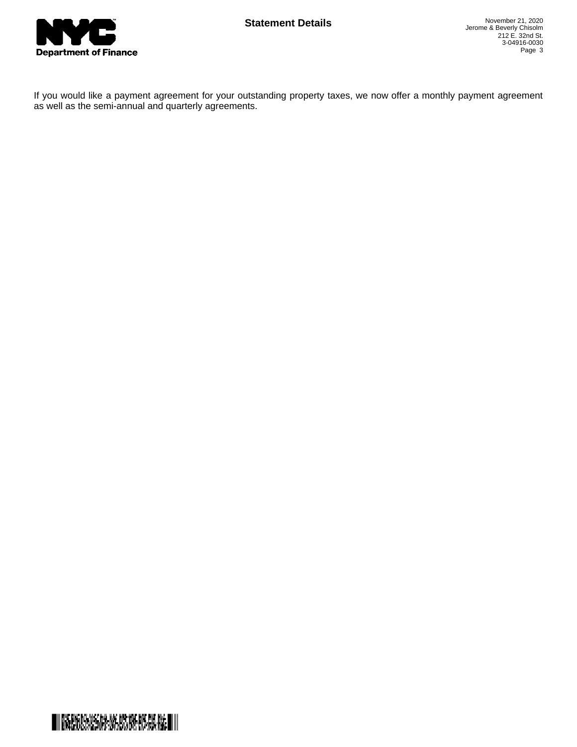If you would like a payment agreement for your outstanding property taxes, we now offer a monthly payment agreement as well as the semi-annual and quarterly agreements.